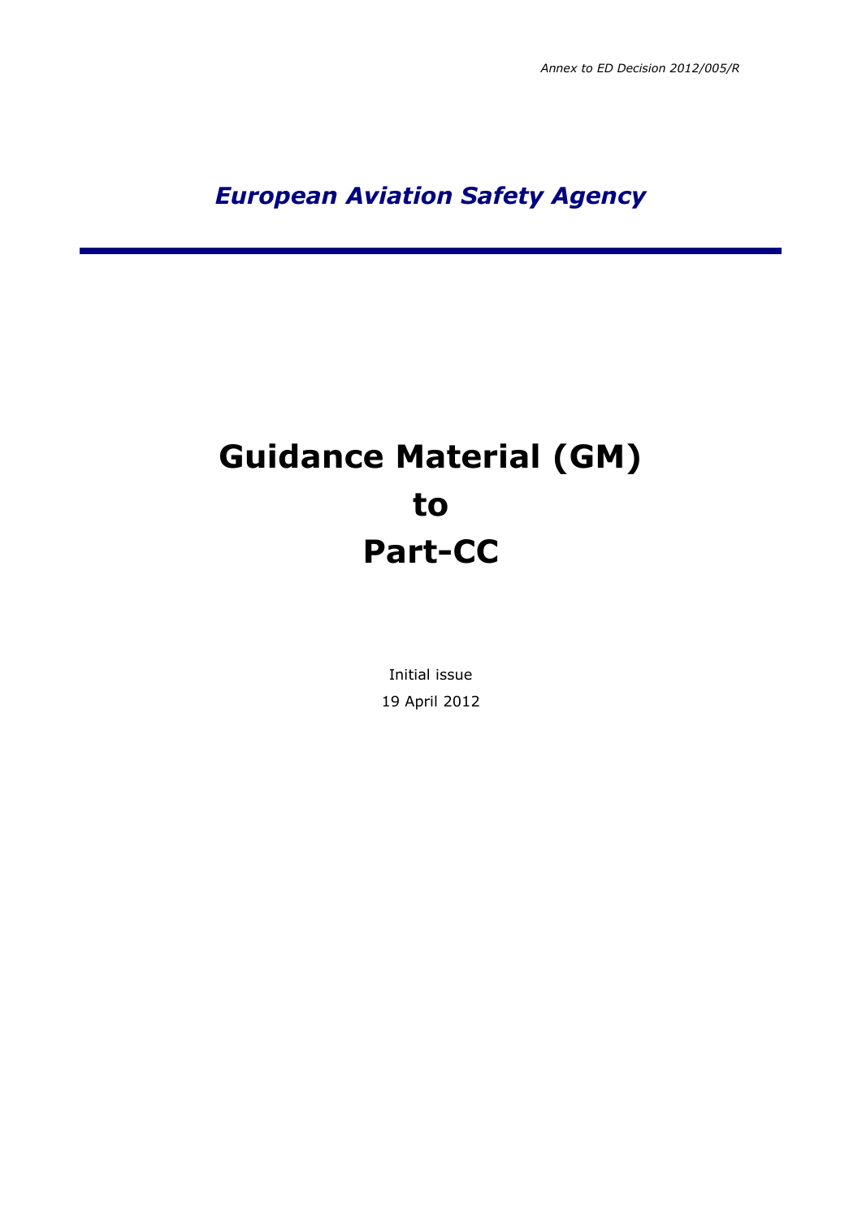*Annex to ED Decision 2012/005/R*

***European Aviation Safety Agency***

# Guidance Material (GM) to Part-CC

Initial issue

19 April 2012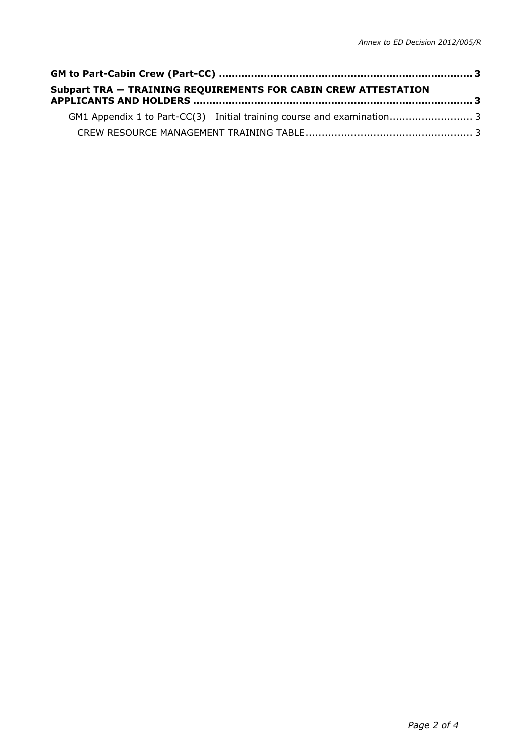**GM to Part-Cabin Crew (Part-CC) .............................................................................. 3**

**Subpart TRA — TRAINING REQUIREMENTS FOR CABIN CREW ATTESTATION APPLICANTS AND HOLDERS ...................................................................................... 3**

GM1 Appendix 1 to Part-CC(3) Initial training course and examination.......................... 3

CREW RESOURCE MANAGEMENT TRAINING TABLE.................................................... 3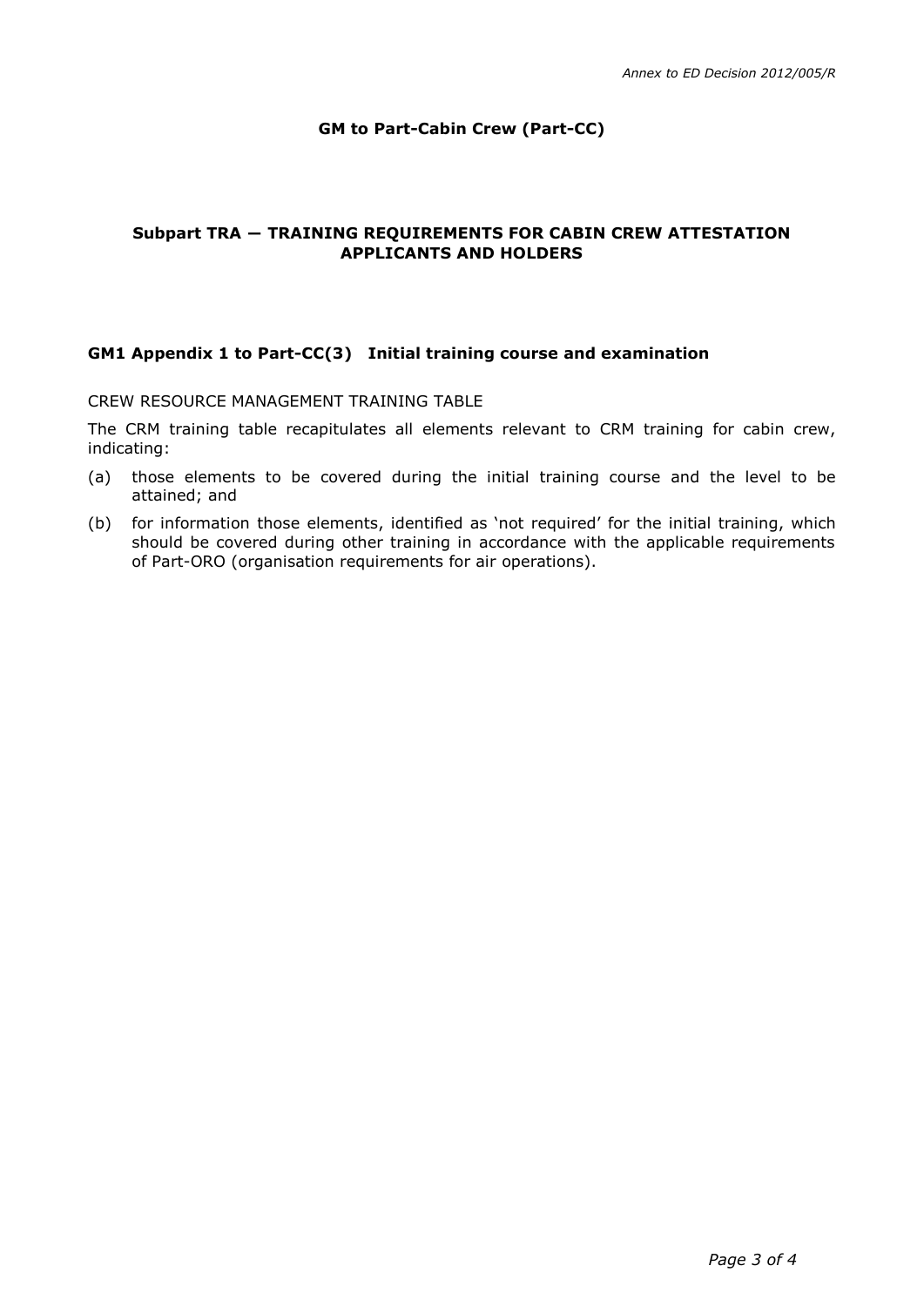## GM to Part-Cabin Crew (Part-CC)

### Subpart TRA — TRAINING REQUIREMENTS FOR CABIN CREW ATTESTATION APPLICANTS AND HOLDERS

#### GM1 Appendix 1 to Part-CC(3) Initial training course and examination

CREW RESOURCE MANAGEMENT TRAINING TABLE

The CRM training table recapitulates all elements relevant to CRM training for cabin crew, indicating:

(a) those elements to be covered during the initial training course and the level to be attained; and

(b) for information those elements, identified as 'not required' for the initial training, which should be covered during other training in accordance with the applicable requirements of Part-ORO (organisation requirements for air operations).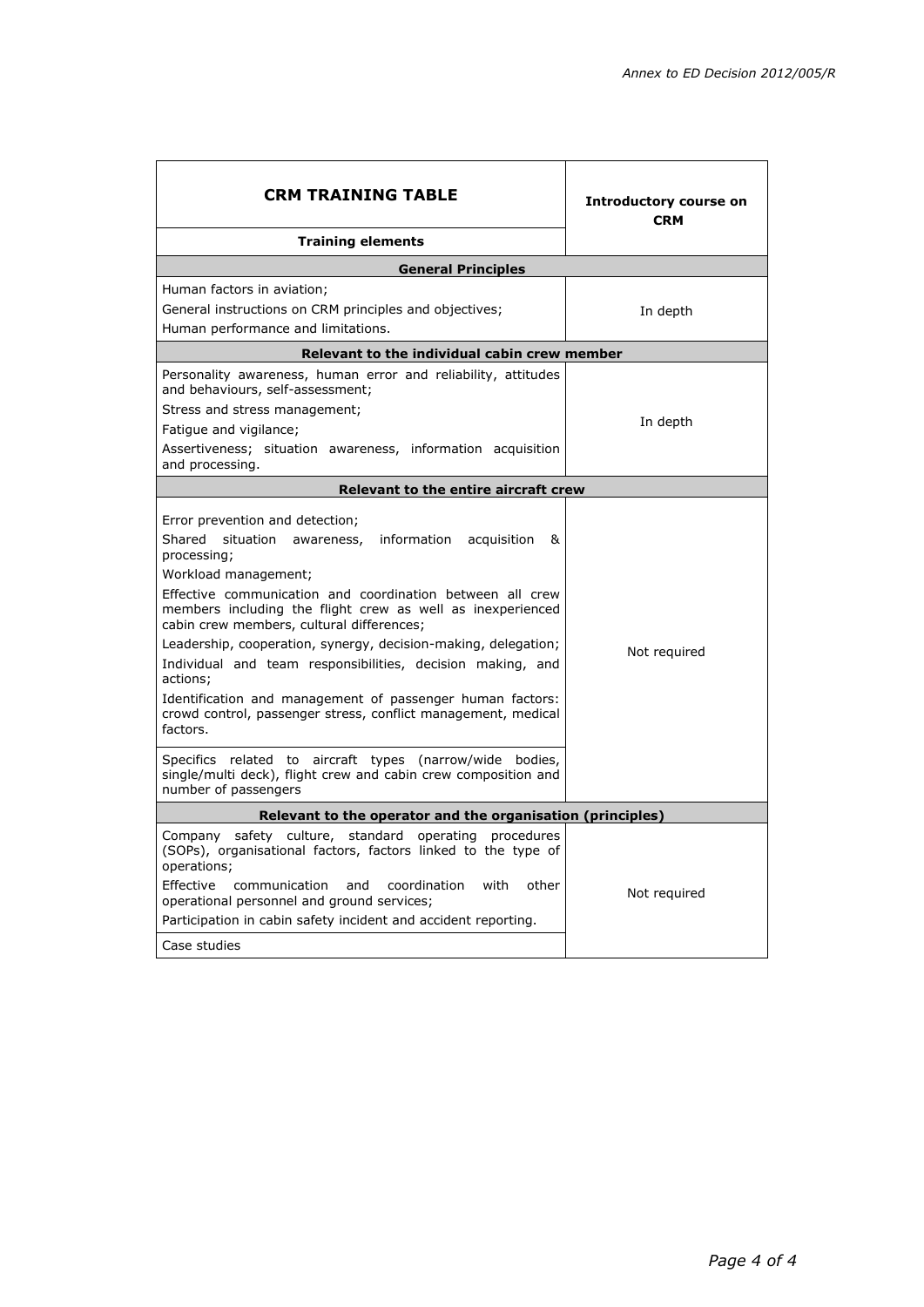| **CRM TRAINING TABLE** | **Introductory course on CRM** |
|---|---|
| **Training elements** | |
| **General Principles** | |
| Human factors in aviation;<br>General instructions on CRM principles and objectives;<br>Human performance and limitations. | In depth |
| **Relevant to the individual cabin crew member** | |
| Personality awareness, human error and reliability, attitudes and behaviours, self-assessment;<br>Stress and stress management;<br>Fatigue and vigilance;<br>Assertiveness; situation awareness, information acquisition and processing. | In depth |
| **Relevant to the entire aircraft crew** | |
| Error prevention and detection;<br>Shared situation awareness, information acquisition & processing;<br>Workload management;<br>Effective communication and coordination between all crew members including the flight crew as well as inexperienced cabin crew members, cultural differences;<br>Leadership, cooperation, synergy, decision-making, delegation;<br>Individual and team responsibilities, decision making, and actions;<br>Identification and management of passenger human factors: crowd control, passenger stress, conflict management, medical factors. | Not required |
| Specifics related to aircraft types (narrow/wide bodies, single/multi deck), flight crew and cabin crew composition and number of passengers | |
| **Relevant to the operator and the organisation (principles)** | |
| Company safety culture, standard operating procedures (SOPs), organisational factors, factors linked to the type of operations;<br>Effective communication and coordination with other operational personnel and ground services;<br>Participation in cabin safety incident and accident reporting. | Not required |
| Case studies | |